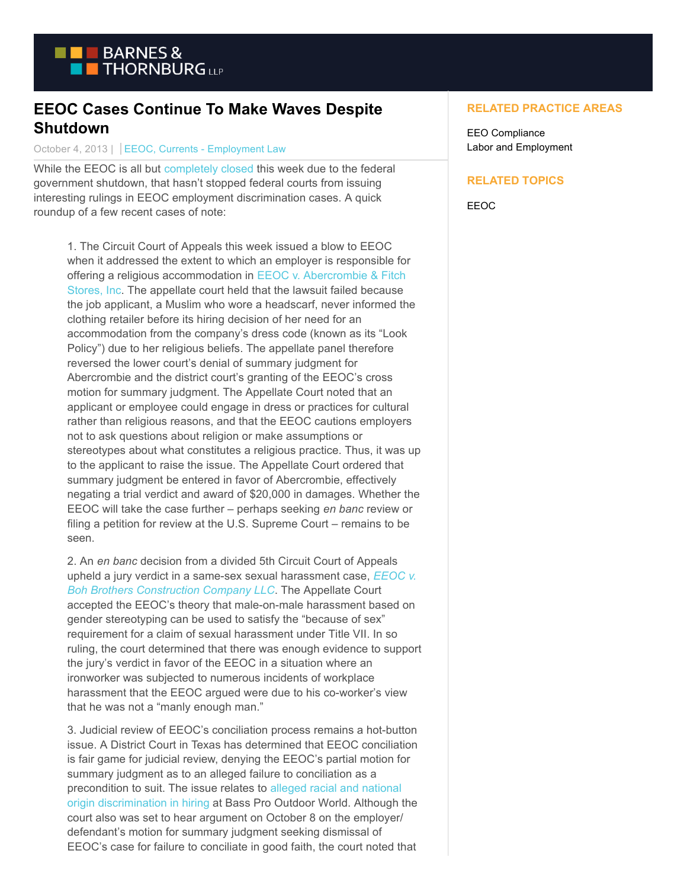# EEOC Cases Continue To Make Waves Despite Shutdown

October 4, 2013 | EEOC, Currents - Employment Law

While the EEOC is all but completely closed this week due to the federal government shutdown, that hasn't stopped federal courts from issuing interesting rulings in EEOC employment discrimination cases. A quick roundup of a few recent cases of note:

> 1. The Circuit Court of Appeals this week issued a blow to EEOC when it addressed the extent to which an employer is responsible for offering a religious accommodation in EEOC v. Abercrombie & Fitch Stores, Inc. The appellate court held that the lawsuit failed because the job applicant, a Muslim who wore a headscarf, never informed the clothing retailer before its hiring decision of her need for an accommodation from the company's dress code (known as its "Look Policy") due to her religious beliefs. The appellate panel therefore reversed the lower court's denial of summary judgment for Abercrombie and the district court's granting of the EEOC's cross motion for summary judgment. The Appellate Court noted that an applicant or employee could engage in dress or practices for cultural rather than religious reasons, and that the EEOC cautions employers not to ask questions about religion or make assumptions or stereotypes about what constitutes a religious practice. Thus, it was up to the applicant to raise the issue. The Appellate Court ordered that summary judgment be entered in favor of Abercrombie, effectively negating a trial verdict and award of $20,000 in damages. Whether the EEOC will take the case further – perhaps seeking *en banc* review or filing a petition for review at the U.S. Supreme Court – remains to be seen.
>
> 2. An *en banc* decision from a divided 5th Circuit Court of Appeals upheld a jury verdict in a same-sex sexual harassment case, *EEOC v. Boh Brothers Construction Company LLC*. The Appellate Court accepted the EEOC's theory that male-on-male harassment based on gender stereotyping can be used to satisfy the "because of sex" requirement for a claim of sexual harassment under Title VII. In so ruling, the court determined that there was enough evidence to support the jury's verdict in favor of the EEOC in a situation where an ironworker was subjected to numerous incidents of workplace harassment that the EEOC argued were due to his co-worker's view that he was not a "manly enough man."
>
> 3. Judicial review of EEOC's conciliation process remains a hot-button issue. A District Court in Texas has determined that EEOC conciliation is fair game for judicial review, denying the EEOC's partial motion for summary judgment as to an alleged failure to conciliation as a precondition to suit. The issue relates to alleged racial and national origin discrimination in hiring at Bass Pro Outdoor World. Although the court also was set to hear argument on October 8 on the employer/ defendant's motion for summary judgment seeking dismissal of EEOC's case for failure to conciliate in good faith, the court noted that

**RELATED PRACTICE AREAS**

EEO Compliance
Labor and Employment

**RELATED TOPICS**

EEOC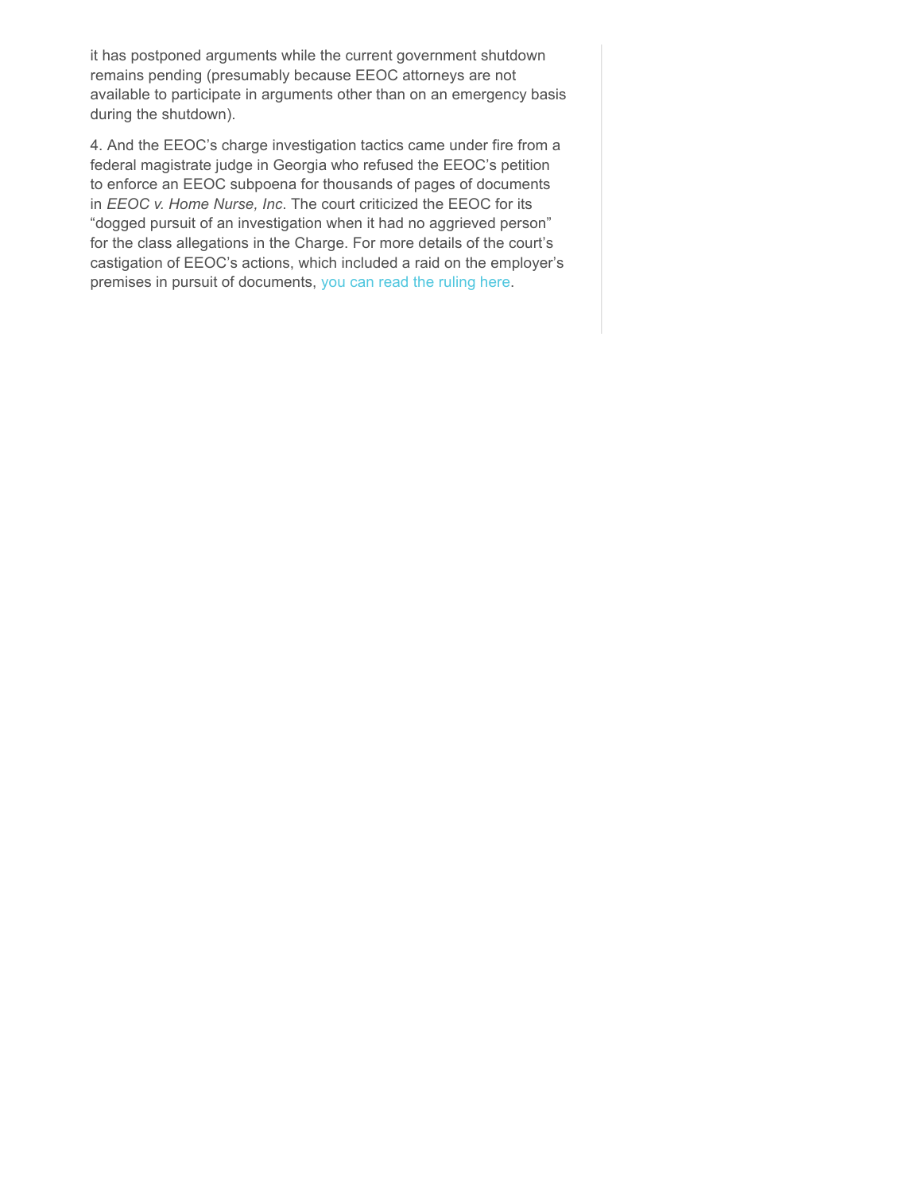it has postponed arguments while the current government shutdown remains pending (presumably because EEOC attorneys are not available to participate in arguments other than on an emergency basis during the shutdown).

4. And the EEOC's charge investigation tactics came under fire from a federal magistrate judge in Georgia who refused the EEOC's petition to enforce an EEOC subpoena for thousands of pages of documents in *EEOC v. Home Nurse, Inc*. The court criticized the EEOC for its "dogged pursuit of an investigation when it had no aggrieved person" for the class allegations in the Charge. For more details of the court's castigation of EEOC's actions, which included a raid on the employer's premises in pursuit of documents, you can read the ruling here.